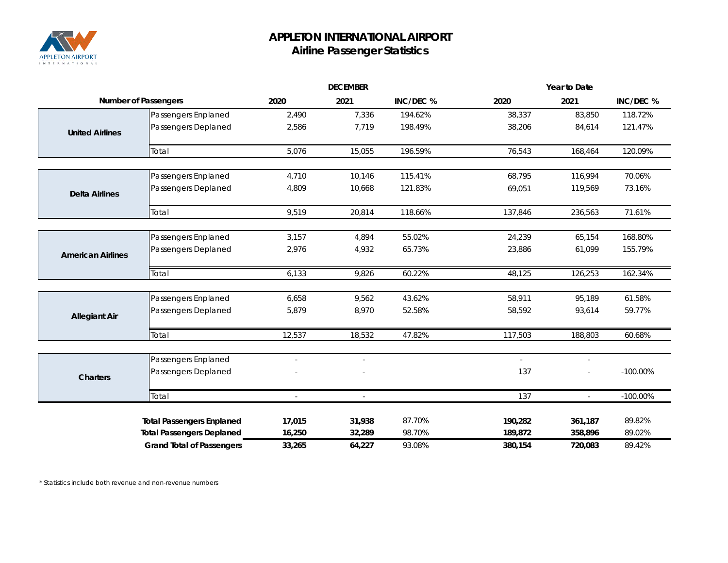# APPLETON INTERNATIONAL AIRPORT
## Airline Passenger Statistics

| Number of Passengers | | DECEMBER 2020 | DECEMBER 2021 | INC/DEC % | Year to Date 2020 | Year to Date 2021 | INC/DEC % |
|---|---|---|---|---|---|---|---|
| **United Airlines** | Passengers Enplaned | 2,490 | 7,336 | 194.62% | 38,337 | 83,850 | 118.72% |
| | Passengers Deplaned | 2,586 | 7,719 | 198.49% | 38,206 | 84,614 | 121.47% |
| | Total | 5,076 | 15,055 | 196.59% | 76,543 | 168,464 | 120.09% |
| **Delta Airlines** | Passengers Enplaned | 4,710 | 10,146 | 115.41% | 68,795 | 116,994 | 70.06% |
| | Passengers Deplaned | 4,809 | 10,668 | 121.83% | 69,051 | 119,569 | 73.16% |
| | Total | 9,519 | 20,814 | 118.66% | 137,846 | 236,563 | 71.61% |
| **American Airlines** | Passengers Enplaned | 3,157 | 4,894 | 55.02% | 24,239 | 65,154 | 168.80% |
| | Passengers Deplaned | 2,976 | 4,932 | 65.73% | 23,886 | 61,099 | 155.79% |
| | Total | 6,133 | 9,826 | 60.22% | 48,125 | 126,253 | 162.34% |
| **Allegiant Air** | Passengers Enplaned | 6,658 | 9,562 | 43.62% | 58,911 | 95,189 | 61.58% |
| | Passengers Deplaned | 5,879 | 8,970 | 52.58% | 58,592 | 93,614 | 59.77% |
| | Total | 12,537 | 18,532 | 47.82% | 117,503 | 188,803 | 60.68% |
| **Charters** | Passengers Enplaned | - | - | | - | - | |
| | Passengers Deplaned | - | - | | 137 | - | -100.00% |
| | Total | - | - | | 137 | - | -100.00% |
| | **Total Passengers Enplaned** | **17,015** | **31,938** | 87.70% | **190,282** | **361,187** | 89.82% |
| | **Total Passengers Deplaned** | **16,250** | **32,289** | 98.70% | **189,872** | **358,896** | 89.02% |
| | **Grand Total of Passengers** | **33,265** | **64,227** | 93.08% | **380,154** | **720,083** | 89.42% |

* Statistics include both revenue and non-revenue numbers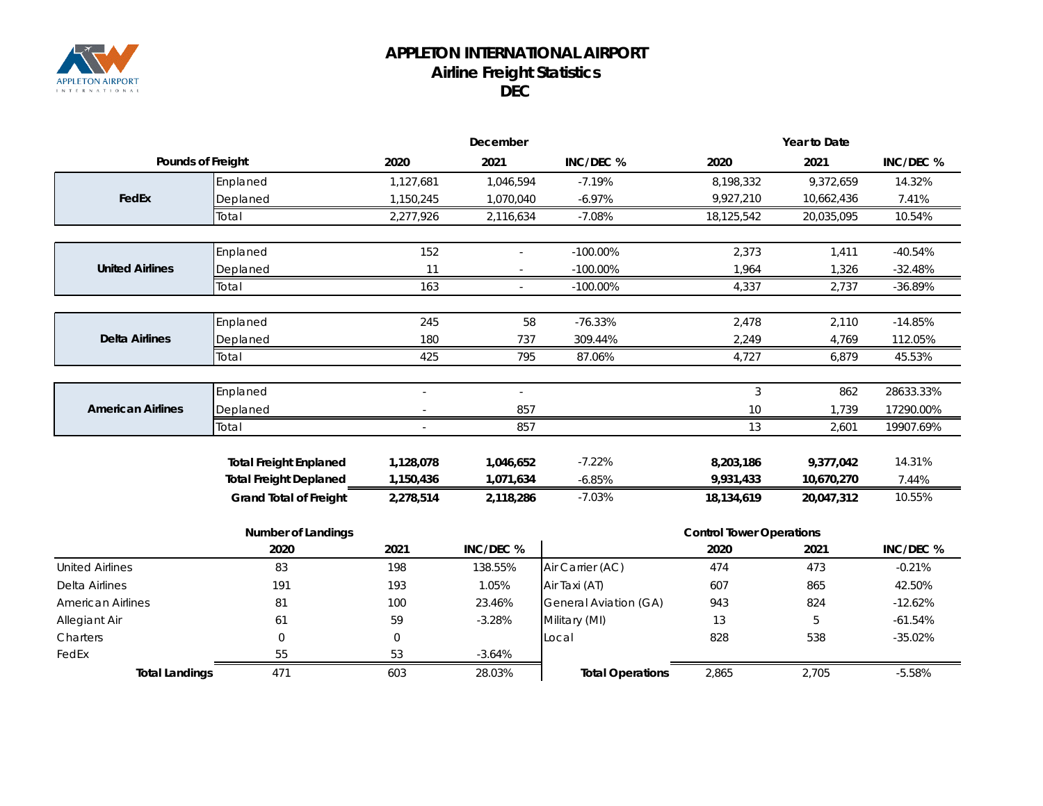# APPLETON INTERNATIONAL AIRPORT
## Airline Freight Statistics
## DEC

| Pounds of Freight | | December 2020 | December 2021 | INC/DEC % | Year to Date 2020 | Year to Date 2021 | INC/DEC % |
|---|---|---|---|---|---|---|---|
| **FedEx** | Enplaned | 1,127,681 | 1,046,594 | -7.19% | 8,198,332 | 9,372,659 | 14.32% |
| | Deplaned | 1,150,245 | 1,070,040 | -6.97% | 9,927,210 | 10,662,436 | 7.41% |
| | Total | 2,277,926 | 2,116,634 | -7.08% | 18,125,542 | 20,035,095 | 10.54% |
| **United Airlines** | Enplaned | 152 | - | -100.00% | 2,373 | 1,411 | -40.54% |
| | Deplaned | 11 | - | -100.00% | 1,964 | 1,326 | -32.48% |
| | Total | 163 | - | -100.00% | 4,337 | 2,737 | -36.89% |
| **Delta Airlines** | Enplaned | 245 | 58 | -76.33% | 2,478 | 2,110 | -14.85% |
| | Deplaned | 180 | 737 | 309.44% | 2,249 | 4,769 | 112.05% |
| | Total | 425 | 795 | 87.06% | 4,727 | 6,879 | 45.53% |
| **American Airlines** | Enplaned | - | - | | 3 | 862 | 28633.33% |
| | Deplaned | - | 857 | | 10 | 1,739 | 17290.00% |
| | Total | - | 857 | | 13 | 2,601 | 19907.69% |
| | **Total Freight Enplaned** | **1,128,078** | **1,046,652** | -7.22% | **8,203,186** | **9,377,042** | 14.31% |
| | **Total Freight Deplaned** | **1,150,436** | **1,071,634** | -6.85% | **9,931,433** | **10,670,270** | 7.44% |
| | **Grand Total of Freight** | **2,278,514** | **2,118,286** | -7.03% | **18,134,619** | **20,047,312** | 10.55% |

| Number of Landings | 2020 | 2021 | INC/DEC % |
|---|---|---|---|
| United Airlines | 83 | 198 | 138.55% |
| Delta Airlines | 191 | 193 | 1.05% |
| American Airlines | 81 | 100 | 23.46% |
| Allegiant Air | 61 | 59 | -3.28% |
| Charters | 0 | 0 | |
| FedEx | 55 | 53 | -3.64% |
| **Total Landings** | 471 | 603 | 28.03% |

| Control Tower Operations | 2020 | 2021 | INC/DEC % |
|---|---|---|---|
| Air Carrier (AC) | 474 | 473 | -0.21% |
| Air Taxi (AT) | 607 | 865 | 42.50% |
| General Aviation (GA) | 943 | 824 | -12.62% |
| Military (MI) | 13 | 5 | -61.54% |
| Local | 828 | 538 | -35.02% |
| **Total Operations** | 2,865 | 2,705 | -5.58% |